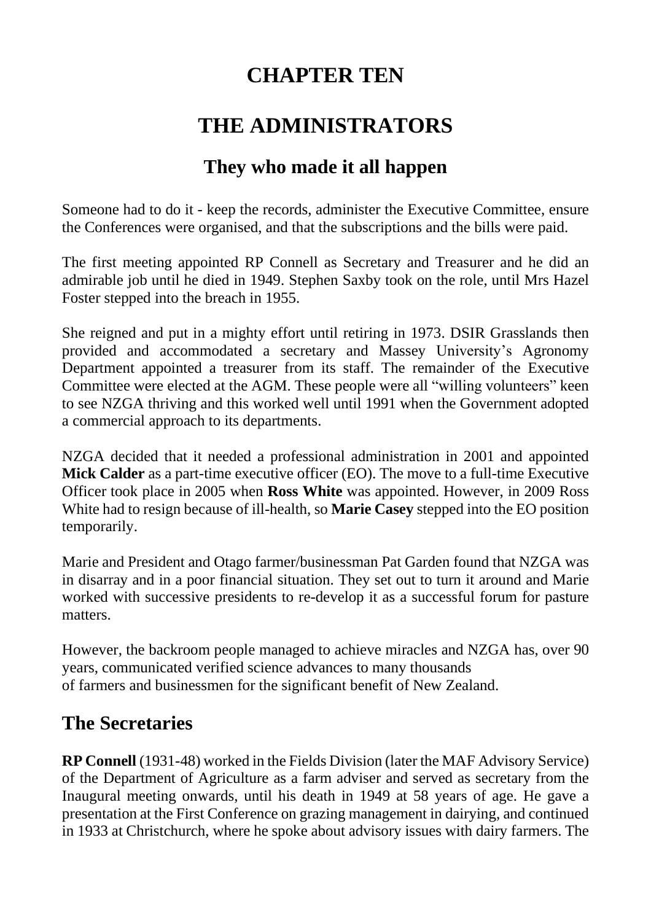# CHAPTER TEN

# THE ADMINISTRATORS

## They who made it all happen

Someone had to do it - keep the records, administer the Executive Committee, ensure the Conferences were organised, and that the subscriptions and the bills were paid.

The first meeting appointed RP Connell as Secretary and Treasurer and he did an admirable job until he died in 1949. Stephen Saxby took on the role, until Mrs Hazel Foster stepped into the breach in 1955.

She reigned and put in a mighty effort until retiring in 1973. DSIR Grasslands then provided and accommodated a secretary and Massey University's Agronomy Department appointed a treasurer from its staff. The remainder of the Executive Committee were elected at the AGM. These people were all "willing volunteers" keen to see NZGA thriving and this worked well until 1991 when the Government adopted a commercial approach to its departments.

NZGA decided that it needed a professional administration in 2001 and appointed **Mick Calder** as a part-time executive officer (EO). The move to a full-time Executive Officer took place in 2005 when **Ross White** was appointed. However, in 2009 Ross White had to resign because of ill-health, so **Marie Casey** stepped into the EO position temporarily.

Marie and President and Otago farmer/businessman Pat Garden found that NZGA was in disarray and in a poor financial situation. They set out to turn it around and Marie worked with successive presidents to re-develop it as a successful forum for pasture matters.

However, the backroom people managed to achieve miracles and NZGA has, over 90 years, communicated verified science advances to many thousands of farmers and businessmen for the significant benefit of New Zealand.

## The Secretaries

**RP Connell** (1931-48) worked in the Fields Division (later the MAF Advisory Service) of the Department of Agriculture as a farm adviser and served as secretary from the Inaugural meeting onwards, until his death in 1949 at 58 years of age. He gave a presentation at the First Conference on grazing management in dairying, and continued in 1933 at Christchurch, where he spoke about advisory issues with dairy farmers. The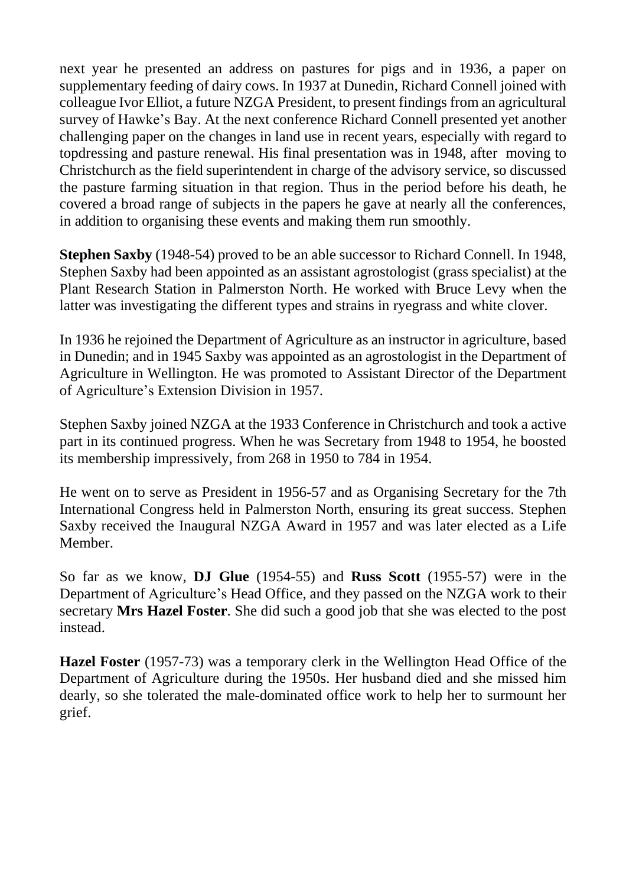next year he presented an address on pastures for pigs and in 1936, a paper on supplementary feeding of dairy cows. In 1937 at Dunedin, Richard Connell joined with colleague Ivor Elliot, a future NZGA President, to present findings from an agricultural survey of Hawke's Bay. At the next conference Richard Connell presented yet another challenging paper on the changes in land use in recent years, especially with regard to topdressing and pasture renewal. His final presentation was in 1948, after moving to Christchurch as the field superintendent in charge of the advisory service, so discussed the pasture farming situation in that region. Thus in the period before his death, he covered a broad range of subjects in the papers he gave at nearly all the conferences, in addition to organising these events and making them run smoothly.

**Stephen Saxby** (1948-54) proved to be an able successor to Richard Connell. In 1948, Stephen Saxby had been appointed as an assistant agrostologist (grass specialist) at the Plant Research Station in Palmerston North. He worked with Bruce Levy when the latter was investigating the different types and strains in ryegrass and white clover.

In 1936 he rejoined the Department of Agriculture as an instructor in agriculture, based in Dunedin; and in 1945 Saxby was appointed as an agrostologist in the Department of Agriculture in Wellington. He was promoted to Assistant Director of the Department of Agriculture's Extension Division in 1957.

Stephen Saxby joined NZGA at the 1933 Conference in Christchurch and took a active part in its continued progress. When he was Secretary from 1948 to 1954, he boosted its membership impressively, from 268 in 1950 to 784 in 1954.

He went on to serve as President in 1956-57 and as Organising Secretary for the 7th International Congress held in Palmerston North, ensuring its great success. Stephen Saxby received the Inaugural NZGA Award in 1957 and was later elected as a Life Member.

So far as we know, **DJ Glue** (1954-55) and **Russ Scott** (1955-57) were in the Department of Agriculture's Head Office, and they passed on the NZGA work to their secretary **Mrs Hazel Foster**. She did such a good job that she was elected to the post instead.

**Hazel Foster** (1957-73) was a temporary clerk in the Wellington Head Office of the Department of Agriculture during the 1950s. Her husband died and she missed him dearly, so she tolerated the male-dominated office work to help her to surmount her grief.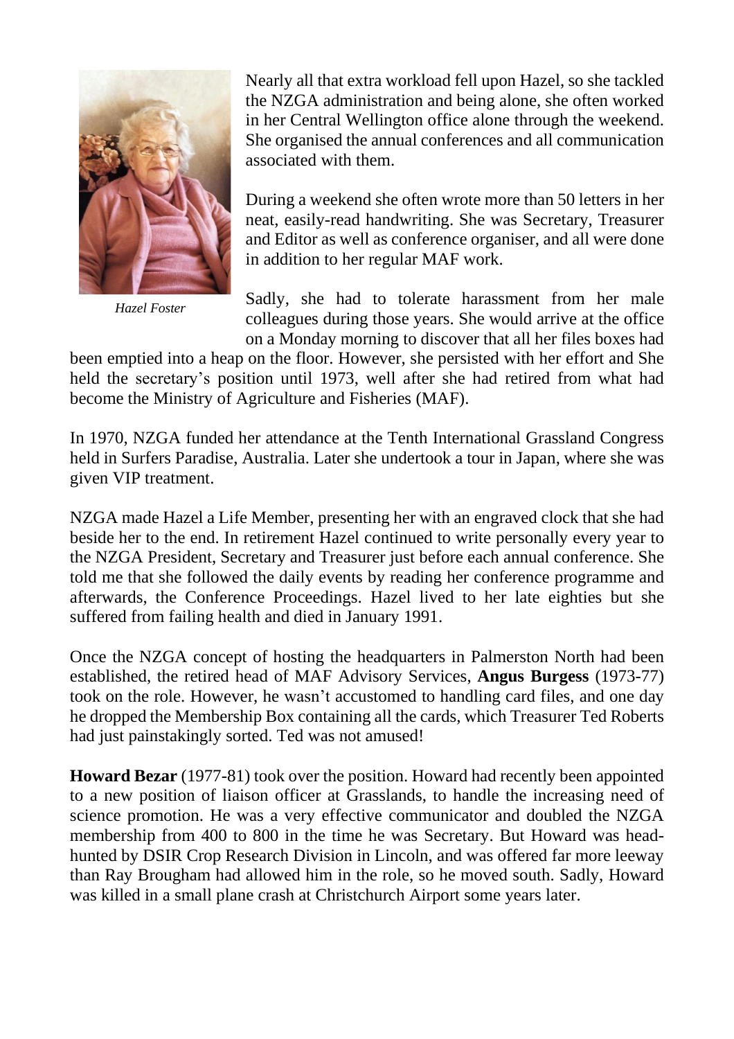Nearly all that extra workload fell upon Hazel, so she tackled the NZGA administration and being alone, she often worked in her Central Wellington office alone through the weekend. She organised the annual conferences and all communication associated with them.

During a weekend she often wrote more than 50 letters in her neat, easily-read handwriting. She was Secretary, Treasurer and Editor as well as conference organiser, and all were done in addition to her regular MAF work.

*Hazel Foster*

Sadly, she had to tolerate harassment from her male colleagues during those years. She would arrive at the office on a Monday morning to discover that all her files boxes had been emptied into a heap on the floor. However, she persisted with her effort and She held the secretary's position until 1973, well after she had retired from what had become the Ministry of Agriculture and Fisheries (MAF).

In 1970, NZGA funded her attendance at the Tenth International Grassland Congress held in Surfers Paradise, Australia. Later she undertook a tour in Japan, where she was given VIP treatment.

NZGA made Hazel a Life Member, presenting her with an engraved clock that she had beside her to the end. In retirement Hazel continued to write personally every year to the NZGA President, Secretary and Treasurer just before each annual conference. She told me that she followed the daily events by reading her conference programme and afterwards, the Conference Proceedings. Hazel lived to her late eighties but she suffered from failing health and died in January 1991.

Once the NZGA concept of hosting the headquarters in Palmerston North had been established, the retired head of MAF Advisory Services, **Angus Burgess** (1973-77) took on the role. However, he wasn't accustomed to handling card files, and one day he dropped the Membership Box containing all the cards, which Treasurer Ted Roberts had just painstakingly sorted. Ted was not amused!

**Howard Bezar** (1977-81) took over the position. Howard had recently been appointed to a new position of liaison officer at Grasslands, to handle the increasing need of science promotion. He was a very effective communicator and doubled the NZGA membership from 400 to 800 in the time he was Secretary. But Howard was head-hunted by DSIR Crop Research Division in Lincoln, and was offered far more leeway than Ray Brougham had allowed him in the role, so he moved south. Sadly, Howard was killed in a small plane crash at Christchurch Airport some years later.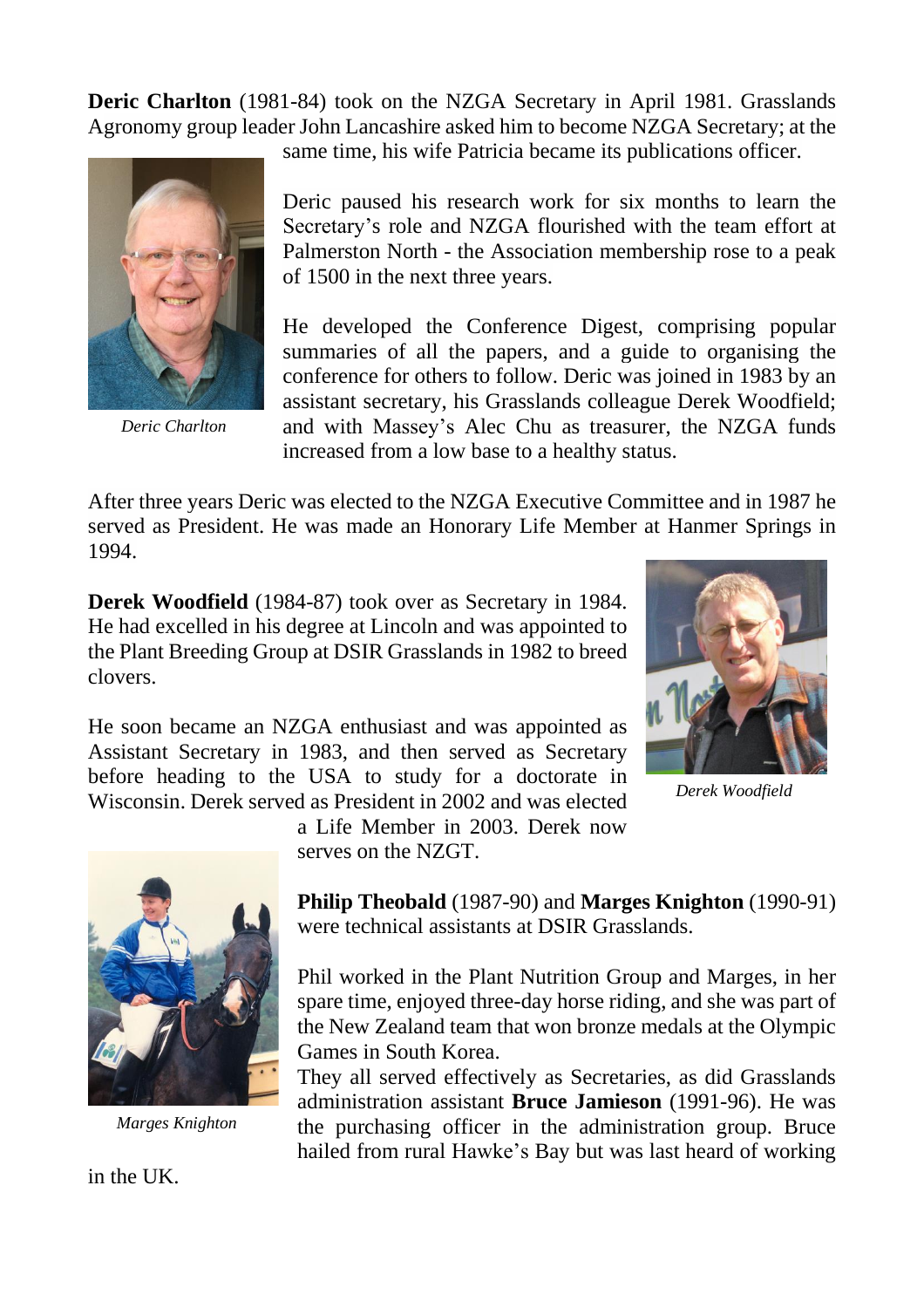**Deric Charlton** (1981-84) took on the NZGA Secretary in April 1981. Grasslands Agronomy group leader John Lancashire asked him to become NZGA Secretary; at the same time, his wife Patricia became its publications officer.

*Deric Charlton*

Deric paused his research work for six months to learn the Secretary's role and NZGA flourished with the team effort at Palmerston North - the Association membership rose to a peak of 1500 in the next three years.

He developed the Conference Digest, comprising popular summaries of all the papers, and a guide to organising the conference for others to follow. Deric was joined in 1983 by an assistant secretary, his Grasslands colleague Derek Woodfield; and with Massey's Alec Chu as treasurer, the NZGA funds increased from a low base to a healthy status.

After three years Deric was elected to the NZGA Executive Committee and in 1987 he served as President. He was made an Honorary Life Member at Hanmer Springs in 1994.

**Derek Woodfield** (1984-87) took over as Secretary in 1984. He had excelled in his degree at Lincoln and was appointed to the Plant Breeding Group at DSIR Grasslands in 1982 to breed clovers.

*Derek Woodfield*

He soon became an NZGA enthusiast and was appointed as Assistant Secretary in 1983, and then served as Secretary before heading to the USA to study for a doctorate in Wisconsin. Derek served as President in 2002 and was elected a Life Member in 2003. Derek now serves on the NZGT.

**Philip Theobald** (1987-90) and **Marges Knighton** (1990-91) were technical assistants at DSIR Grasslands.

*Marges Knighton*

Phil worked in the Plant Nutrition Group and Marges, in her spare time, enjoyed three-day horse riding, and she was part of the New Zealand team that won bronze medals at the Olympic Games in South Korea.

They all served effectively as Secretaries, as did Grasslands administration assistant **Bruce Jamieson** (1991-96). He was the purchasing officer in the administration group. Bruce hailed from rural Hawke's Bay but was last heard of working in the UK.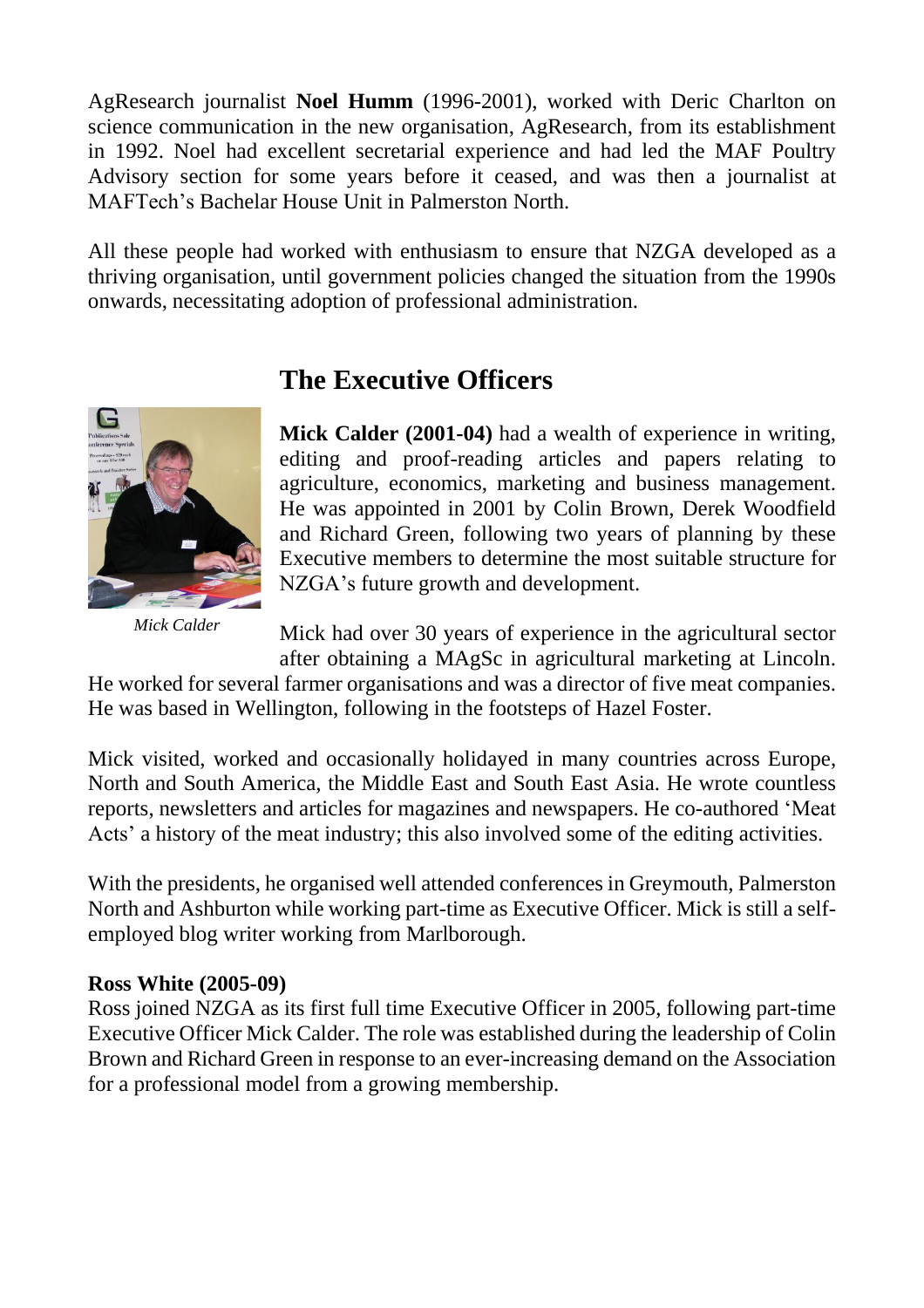AgResearch journalist **Noel Humm** (1996-2001), worked with Deric Charlton on science communication in the new organisation, AgResearch, from its establishment in 1992. Noel had excellent secretarial experience and had led the MAF Poultry Advisory section for some years before it ceased, and was then a journalist at MAFTech's Bachelar House Unit in Palmerston North.

All these people had worked with enthusiasm to ensure that NZGA developed as a thriving organisation, until government policies changed the situation from the 1990s onwards, necessitating adoption of professional administration.

## The Executive Officers

*Mick Calder*

**Mick Calder (2001-04)** had a wealth of experience in writing, editing and proof-reading articles and papers relating to agriculture, economics, marketing and business management. He was appointed in 2001 by Colin Brown, Derek Woodfield and Richard Green, following two years of planning by these Executive members to determine the most suitable structure for NZGA's future growth and development.

Mick had over 30 years of experience in the agricultural sector after obtaining a MAgSc in agricultural marketing at Lincoln. He worked for several farmer organisations and was a director of five meat companies. He was based in Wellington, following in the footsteps of Hazel Foster.

Mick visited, worked and occasionally holidayed in many countries across Europe, North and South America, the Middle East and South East Asia. He wrote countless reports, newsletters and articles for magazines and newspapers. He co-authored 'Meat Acts' a history of the meat industry; this also involved some of the editing activities.

With the presidents, he organised well attended conferences in Greymouth, Palmerston North and Ashburton while working part-time as Executive Officer. Mick is still a self-employed blog writer working from Marlborough.

**Ross White (2005-09)**
Ross joined NZGA as its first full time Executive Officer in 2005, following part-time Executive Officer Mick Calder. The role was established during the leadership of Colin Brown and Richard Green in response to an ever-increasing demand on the Association for a professional model from a growing membership.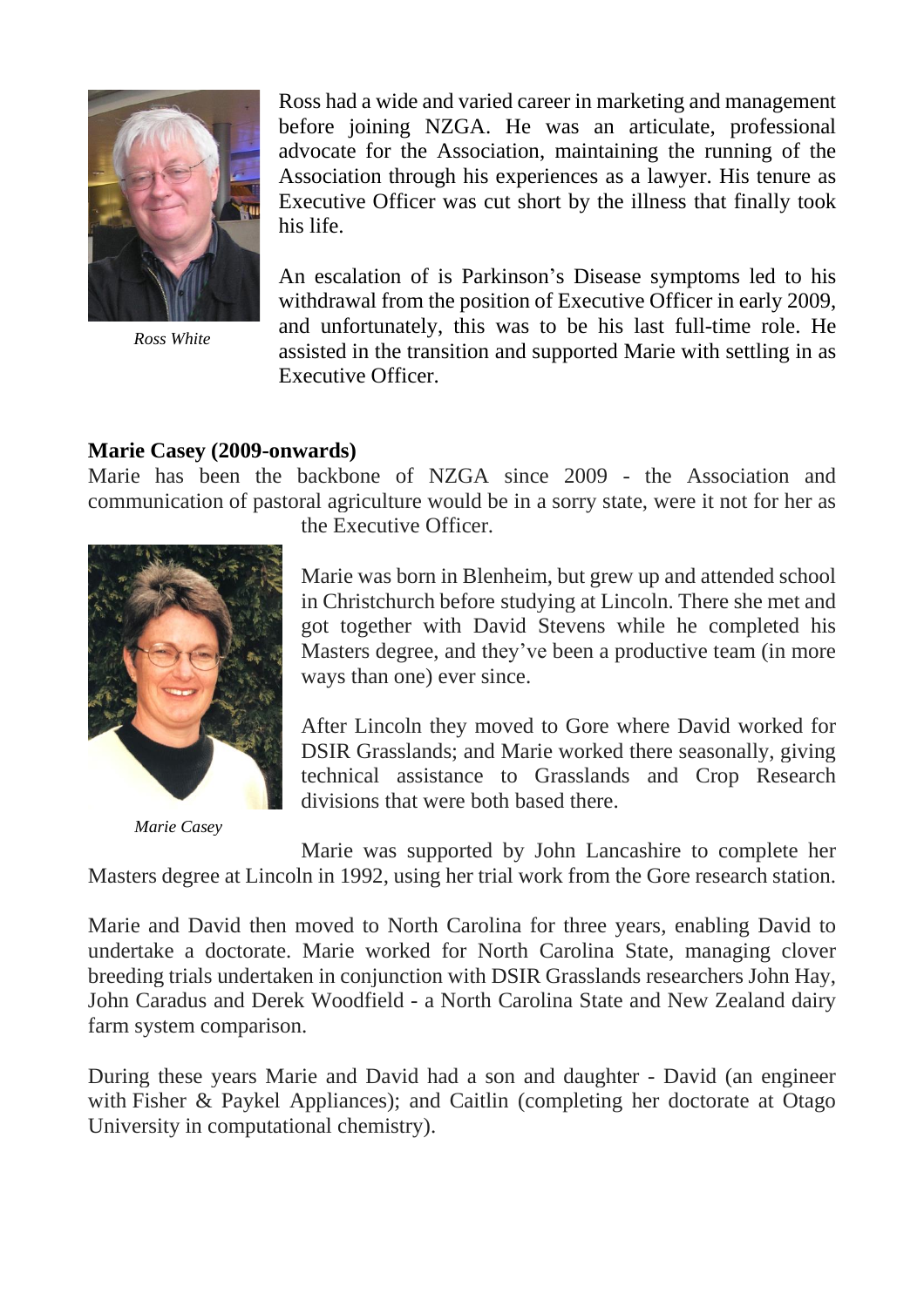Ross had a wide and varied career in marketing and management before joining NZGA. He was an articulate, professional advocate for the Association, maintaining the running of the Association through his experiences as a lawyer. His tenure as Executive Officer was cut short by the illness that finally took his life.

*Ross White*

An escalation of is Parkinson's Disease symptoms led to his withdrawal from the position of Executive Officer in early 2009, and unfortunately, this was to be his last full-time role. He assisted in the transition and supported Marie with settling in as Executive Officer.

**Marie Casey (2009-onwards)**

Marie has been the backbone of NZGA since 2009 - the Association and communication of pastoral agriculture would be in a sorry state, were it not for her as the Executive Officer.

*Marie Casey*

Marie was born in Blenheim, but grew up and attended school in Christchurch before studying at Lincoln. There she met and got together with David Stevens while he completed his Masters degree, and they've been a productive team (in more ways than one) ever since.

After Lincoln they moved to Gore where David worked for DSIR Grasslands; and Marie worked there seasonally, giving technical assistance to Grasslands and Crop Research divisions that were both based there.

Marie was supported by John Lancashire to complete her Masters degree at Lincoln in 1992, using her trial work from the Gore research station.

Marie and David then moved to North Carolina for three years, enabling David to undertake a doctorate. Marie worked for North Carolina State, managing clover breeding trials undertaken in conjunction with DSIR Grasslands researchers John Hay, John Caradus and Derek Woodfield - a North Carolina State and New Zealand dairy farm system comparison.

During these years Marie and David had a son and daughter - David (an engineer with Fisher & Paykel Appliances); and Caitlin (completing her doctorate at Otago University in computational chemistry).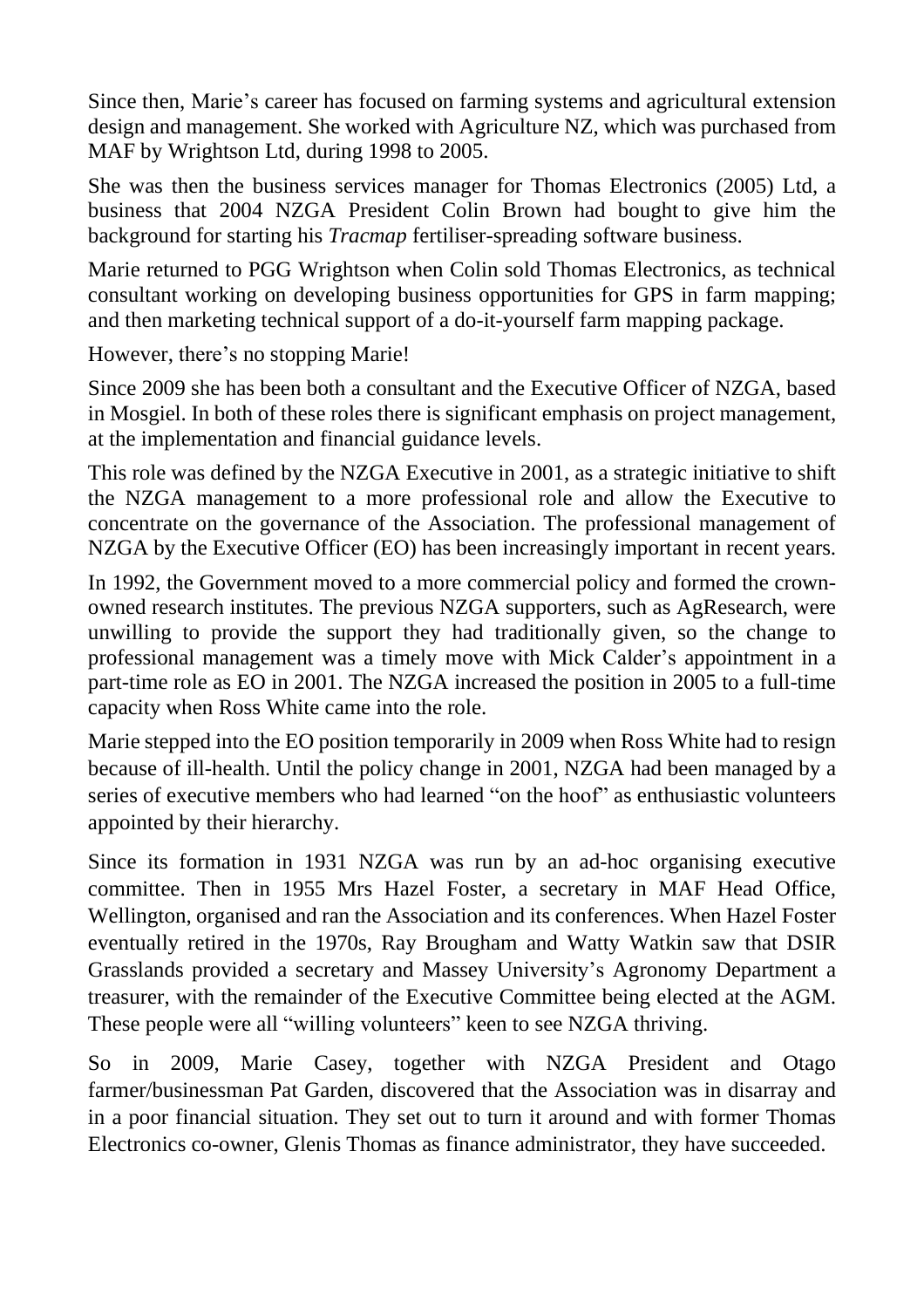Since then, Marie's career has focused on farming systems and agricultural extension design and management. She worked with Agriculture NZ, which was purchased from MAF by Wrightson Ltd, during 1998 to 2005.

She was then the business services manager for Thomas Electronics (2005) Ltd, a business that 2004 NZGA President Colin Brown had bought to give him the background for starting his *Tracmap* fertiliser-spreading software business.

Marie returned to PGG Wrightson when Colin sold Thomas Electronics, as technical consultant working on developing business opportunities for GPS in farm mapping; and then marketing technical support of a do-it-yourself farm mapping package.

However, there's no stopping Marie!

Since 2009 she has been both a consultant and the Executive Officer of NZGA, based in Mosgiel. In both of these roles there is significant emphasis on project management, at the implementation and financial guidance levels.

This role was defined by the NZGA Executive in 2001, as a strategic initiative to shift the NZGA management to a more professional role and allow the Executive to concentrate on the governance of the Association. The professional management of NZGA by the Executive Officer (EO) has been increasingly important in recent years.

In 1992, the Government moved to a more commercial policy and formed the crown-owned research institutes. The previous NZGA supporters, such as AgResearch, were unwilling to provide the support they had traditionally given, so the change to professional management was a timely move with Mick Calder's appointment in a part-time role as EO in 2001. The NZGA increased the position in 2005 to a full-time capacity when Ross White came into the role.

Marie stepped into the EO position temporarily in 2009 when Ross White had to resign because of ill-health. Until the policy change in 2001, NZGA had been managed by a series of executive members who had learned "on the hoof" as enthusiastic volunteers appointed by their hierarchy.

Since its formation in 1931 NZGA was run by an ad-hoc organising executive committee. Then in 1955 Mrs Hazel Foster, a secretary in MAF Head Office, Wellington, organised and ran the Association and its conferences. When Hazel Foster eventually retired in the 1970s, Ray Brougham and Watty Watkin saw that DSIR Grasslands provided a secretary and Massey University's Agronomy Department a treasurer, with the remainder of the Executive Committee being elected at the AGM. These people were all "willing volunteers" keen to see NZGA thriving.

So in 2009, Marie Casey, together with NZGA President and Otago farmer/businessman Pat Garden, discovered that the Association was in disarray and in a poor financial situation. They set out to turn it around and with former Thomas Electronics co-owner, Glenis Thomas as finance administrator, they have succeeded.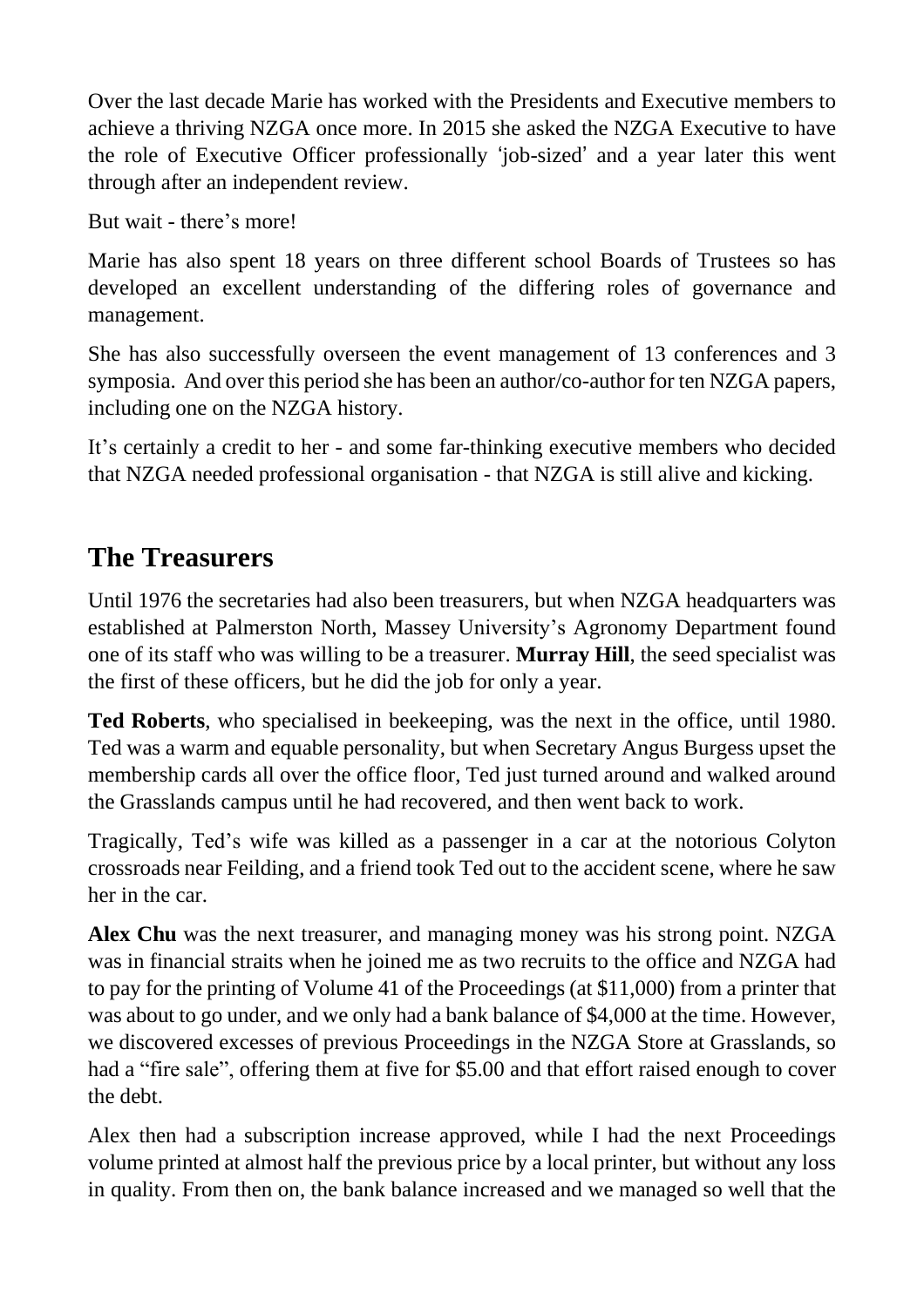Over the last decade Marie has worked with the Presidents and Executive members to achieve a thriving NZGA once more. In 2015 she asked the NZGA Executive to have the role of Executive Officer professionally 'job-sized' and a year later this went through after an independent review.

But wait - there's more!

Marie has also spent 18 years on three different school Boards of Trustees so has developed an excellent understanding of the differing roles of governance and management.

She has also successfully overseen the event management of 13 conferences and 3 symposia. And over this period she has been an author/co-author for ten NZGA papers, including one on the NZGA history.

It's certainly a credit to her - and some far-thinking executive members who decided that NZGA needed professional organisation - that NZGA is still alive and kicking.

## The Treasurers

Until 1976 the secretaries had also been treasurers, but when NZGA headquarters was established at Palmerston North, Massey University's Agronomy Department found one of its staff who was willing to be a treasurer. **Murray Hill**, the seed specialist was the first of these officers, but he did the job for only a year.

**Ted Roberts**, who specialised in beekeeping, was the next in the office, until 1980. Ted was a warm and equable personality, but when Secretary Angus Burgess upset the membership cards all over the office floor, Ted just turned around and walked around the Grasslands campus until he had recovered, and then went back to work.

Tragically, Ted's wife was killed as a passenger in a car at the notorious Colyton crossroads near Feilding, and a friend took Ted out to the accident scene, where he saw her in the car.

**Alex Chu** was the next treasurer, and managing money was his strong point. NZGA was in financial straits when he joined me as two recruits to the office and NZGA had to pay for the printing of Volume 41 of the Proceedings (at $11,000) from a printer that was about to go under, and we only had a bank balance of $4,000 at the time. However, we discovered excesses of previous Proceedings in the NZGA Store at Grasslands, so had a "fire sale", offering them at five for $5.00 and that effort raised enough to cover the debt.

Alex then had a subscription increase approved, while I had the next Proceedings volume printed at almost half the previous price by a local printer, but without any loss in quality. From then on, the bank balance increased and we managed so well that the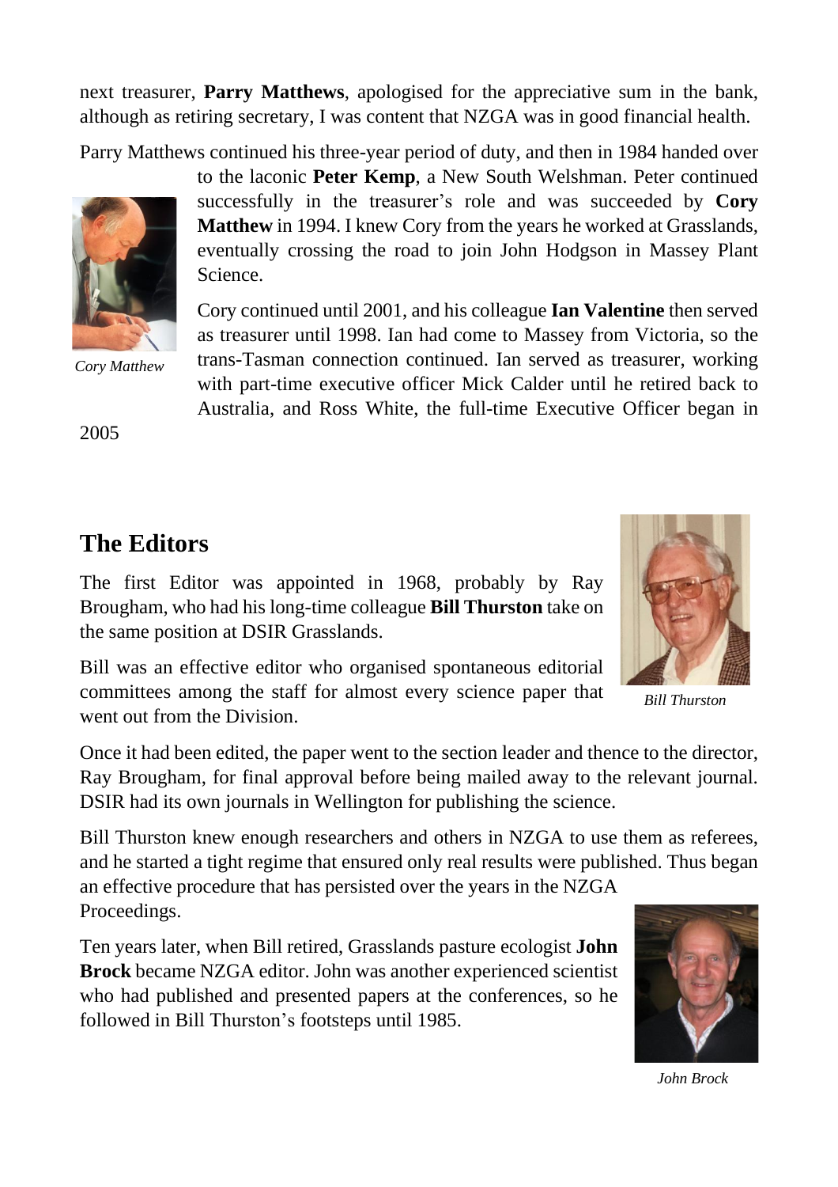next treasurer, **Parry Matthews**, apologised for the appreciative sum in the bank, although as retiring secretary, I was content that NZGA was in good financial health.

Parry Matthews continued his three-year period of duty, and then in 1984 handed over to the laconic **Peter Kemp**, a New South Welshman. Peter continued successfully in the treasurer's role and was succeeded by **Cory Matthew** in 1994. I knew Cory from the years he worked at Grasslands, eventually crossing the road to join John Hodgson in Massey Plant Science.

*Cory Matthew*

Cory continued until 2001, and his colleague **Ian Valentine** then served as treasurer until 1998. Ian had come to Massey from Victoria, so the trans-Tasman connection continued. Ian served as treasurer, working with part-time executive officer Mick Calder until he retired back to Australia, and Ross White, the full-time Executive Officer began in 2005

## The Editors

The first Editor was appointed in 1968, probably by Ray Brougham, who had his long-time colleague **Bill Thurston** take on the same position at DSIR Grasslands.

*Bill Thurston*

Bill was an effective editor who organised spontaneous editorial committees among the staff for almost every science paper that went out from the Division.

Once it had been edited, the paper went to the section leader and thence to the director, Ray Brougham, for final approval before being mailed away to the relevant journal. DSIR had its own journals in Wellington for publishing the science.

Bill Thurston knew enough researchers and others in NZGA to use them as referees, and he started a tight regime that ensured only real results were published. Thus began an effective procedure that has persisted over the years in the NZGA Proceedings.

Ten years later, when Bill retired, Grasslands pasture ecologist **John Brock** became NZGA editor. John was another experienced scientist who had published and presented papers at the conferences, so he followed in Bill Thurston's footsteps until 1985.

*John Brock*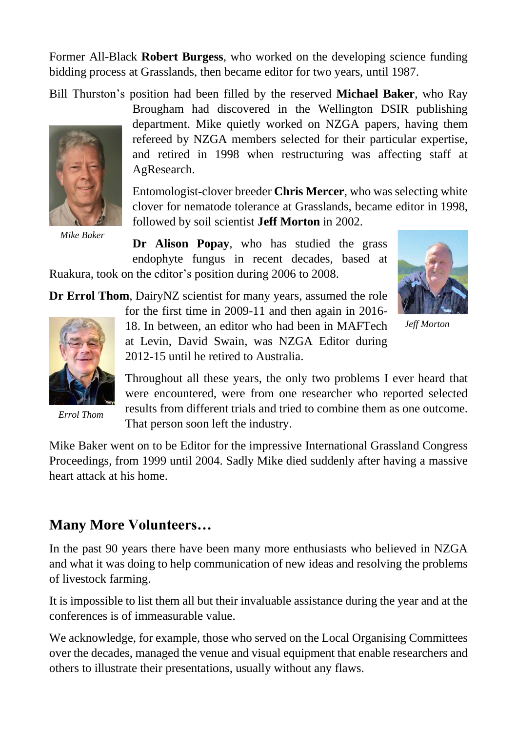Former All-Black **Robert Burgess**, who worked on the developing science funding bidding process at Grasslands, then became editor for two years, until 1987.

Bill Thurston's position had been filled by the reserved **Michael Baker**, who Ray Brougham had discovered in the Wellington DSIR publishing department. Mike quietly worked on NZGA papers, having them refereed by NZGA members selected for their particular expertise, and retired in 1998 when restructuring was affecting staff at AgResearch.

*Mike Baker*

Entomologist-clover breeder **Chris Mercer**, who was selecting white clover for nematode tolerance at Grasslands, became editor in 1998, followed by soil scientist **Jeff Morton** in 2002.

**Dr Alison Popay**, who has studied the grass endophyte fungus in recent decades, based at Ruakura, took on the editor's position during 2006 to 2008.

*Jeff Morton*

**Dr Errol Thom**, DairyNZ scientist for many years, assumed the role for the first time in 2009-11 and then again in 2016-18. In between, an editor who had been in MAFTech at Levin, David Swain, was NZGA Editor during 2012-15 until he retired to Australia.

*Errol Thom*

Throughout all these years, the only two problems I ever heard that were encountered, were from one researcher who reported selected results from different trials and tried to combine them as one outcome. That person soon left the industry.

Mike Baker went on to be Editor for the impressive International Grassland Congress Proceedings, from 1999 until 2004. Sadly Mike died suddenly after having a massive heart attack at his home.

## Many More Volunteers…

In the past 90 years there have been many more enthusiasts who believed in NZGA and what it was doing to help communication of new ideas and resolving the problems of livestock farming.

It is impossible to list them all but their invaluable assistance during the year and at the conferences is of immeasurable value.

We acknowledge, for example, those who served on the Local Organising Committees over the decades, managed the venue and visual equipment that enable researchers and others to illustrate their presentations, usually without any flaws.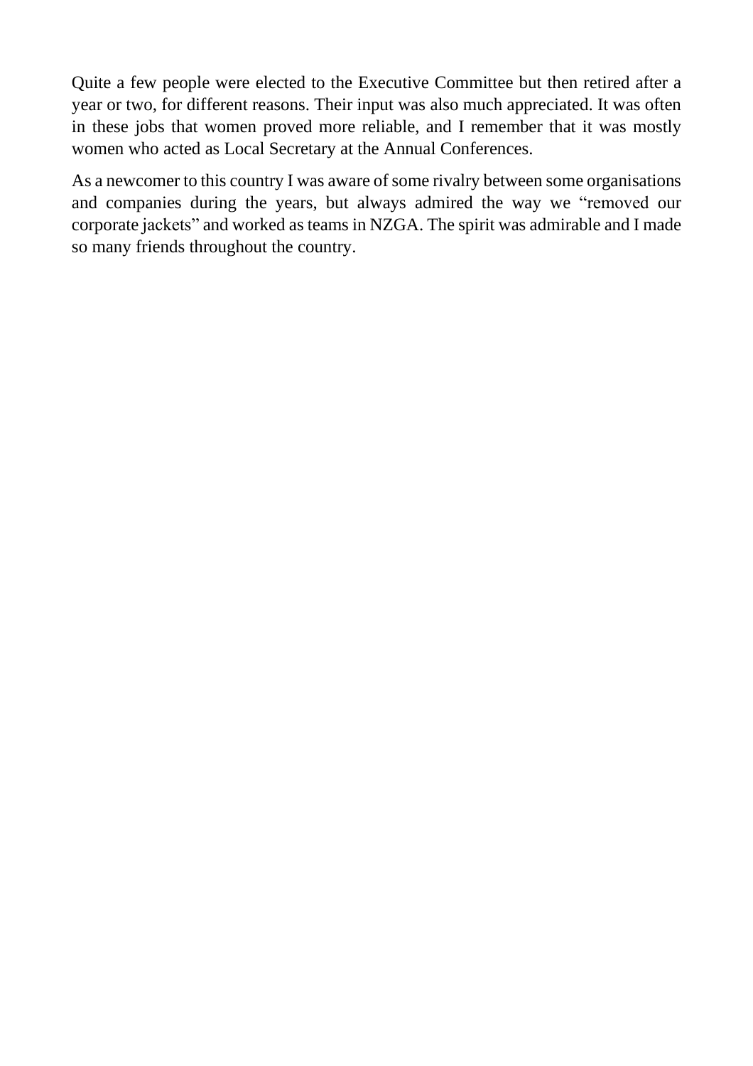Quite a few people were elected to the Executive Committee but then retired after a year or two, for different reasons. Their input was also much appreciated. It was often in these jobs that women proved more reliable, and I remember that it was mostly women who acted as Local Secretary at the Annual Conferences.

As a newcomer to this country I was aware of some rivalry between some organisations and companies during the years, but always admired the way we "removed our corporate jackets" and worked as teams in NZGA. The spirit was admirable and I made so many friends throughout the country.